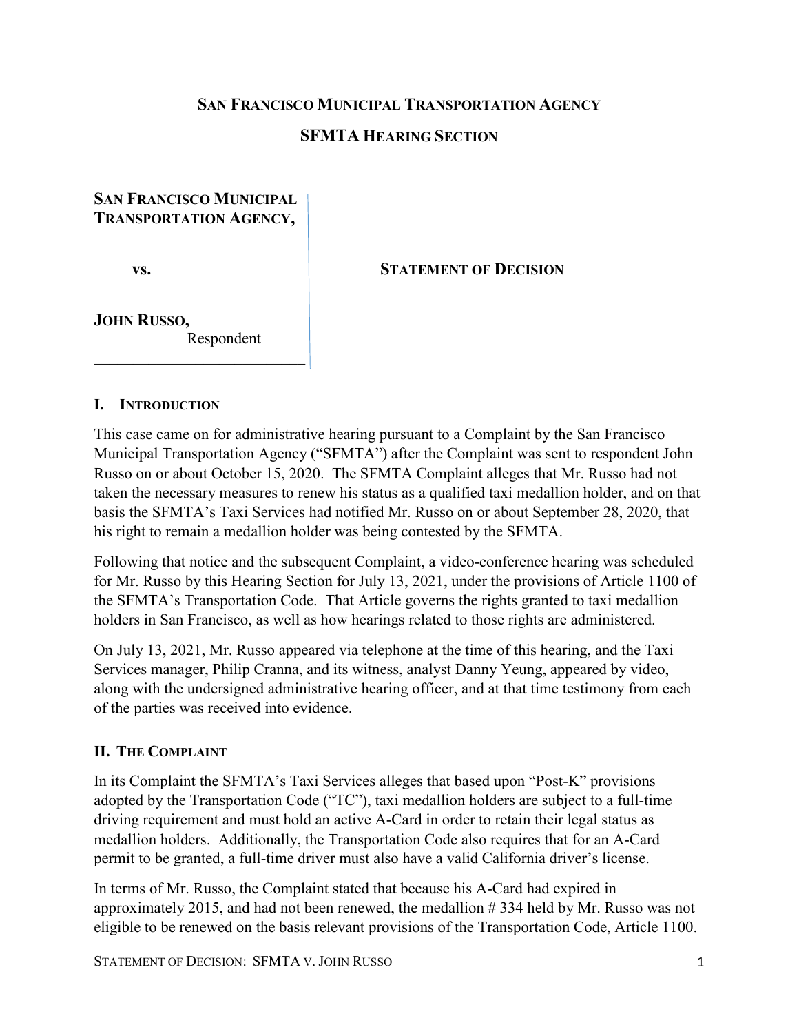**SAN FRANCISCO MUNICIPAL TRANSPORTATION AGENCY**

**SFMTA HEARING SECTION**

**SAN FRANCISCO MUNICIPAL TRANSPORTATION AGENCY,**

**vs.**

**JOHN RUSSO,**
Respondent

**STATEMENT OF DECISION**

## I. INTRODUCTION

This case came on for administrative hearing pursuant to a Complaint by the San Francisco Municipal Transportation Agency ("SFMTA") after the Complaint was sent to respondent John Russo on or about October 15, 2020. The SFMTA Complaint alleges that Mr. Russo had not taken the necessary measures to renew his status as a qualified taxi medallion holder, and on that basis the SFMTA's Taxi Services had notified Mr. Russo on or about September 28, 2020, that his right to remain a medallion holder was being contested by the SFMTA.

Following that notice and the subsequent Complaint, a video-conference hearing was scheduled for Mr. Russo by this Hearing Section for July 13, 2021, under the provisions of Article 1100 of the SFMTA's Transportation Code. That Article governs the rights granted to taxi medallion holders in San Francisco, as well as how hearings related to those rights are administered.

On July 13, 2021, Mr. Russo appeared via telephone at the time of this hearing, and the Taxi Services manager, Philip Cranna, and its witness, analyst Danny Yeung, appeared by video, along with the undersigned administrative hearing officer, and at that time testimony from each of the parties was received into evidence.

## II. THE COMPLAINT

In its Complaint the SFMTA's Taxi Services alleges that based upon "Post-K" provisions adopted by the Transportation Code ("TC"), taxi medallion holders are subject to a full-time driving requirement and must hold an active A-Card in order to retain their legal status as medallion holders. Additionally, the Transportation Code also requires that for an A-Card permit to be granted, a full-time driver must also have a valid California driver's license.

In terms of Mr. Russo, the Complaint stated that because his A-Card had expired in approximately 2015, and had not been renewed, the medallion # 334 held by Mr. Russo was not eligible to be renewed on the basis relevant provisions of the Transportation Code, Article 1100.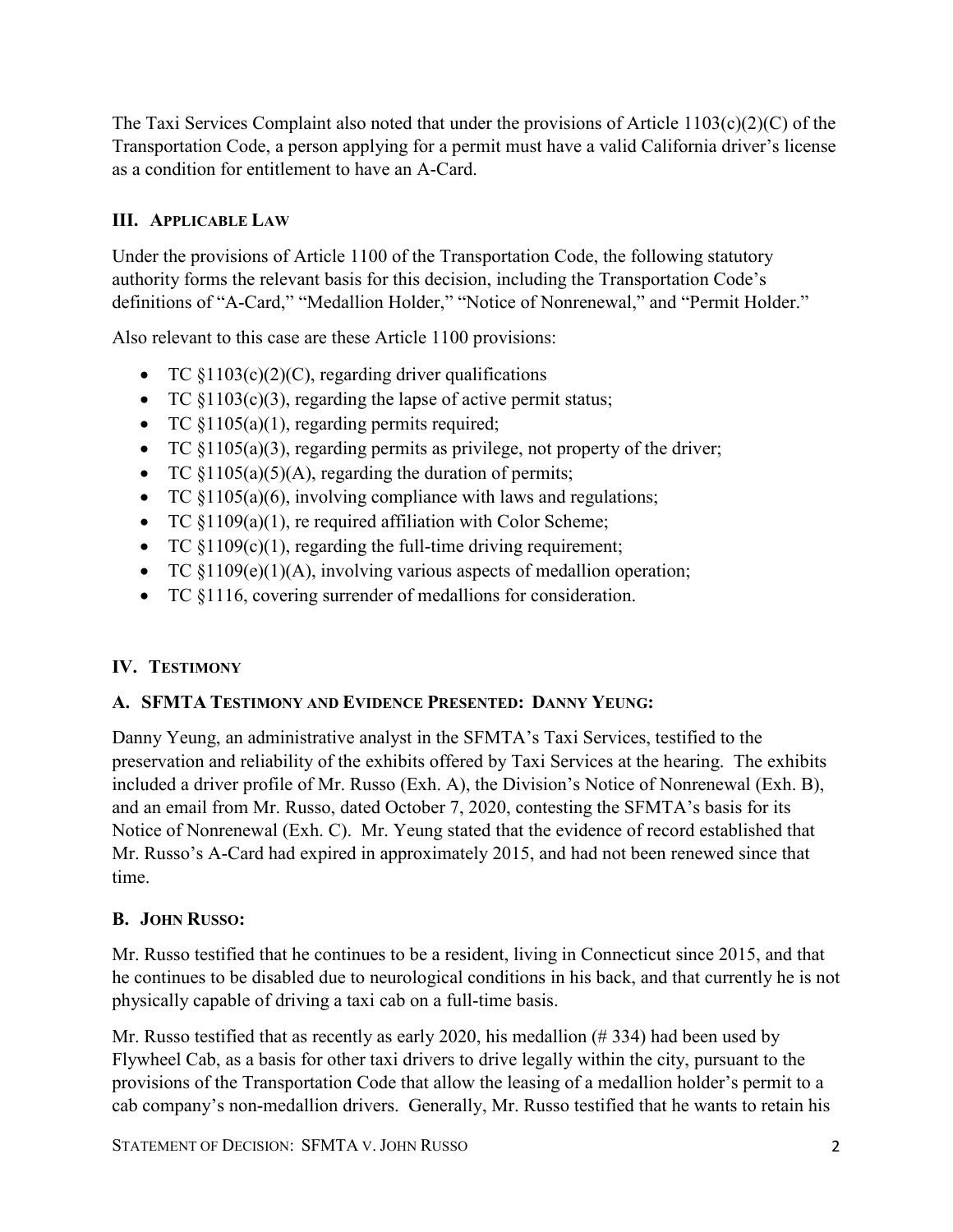The Taxi Services Complaint also noted that under the provisions of Article 1103(c)(2)(C) of the Transportation Code, a person applying for a permit must have a valid California driver's license as a condition for entitlement to have an A-Card.

## III. Applicable Law

Under the provisions of Article 1100 of the Transportation Code, the following statutory authority forms the relevant basis for this decision, including the Transportation Code's definitions of "A-Card," "Medallion Holder," "Notice of Nonrenewal," and "Permit Holder."

Also relevant to this case are these Article 1100 provisions:

- TC §1103(c)(2)(C), regarding driver qualifications
- TC §1103(c)(3), regarding the lapse of active permit status;
- TC §1105(a)(1), regarding permits required;
- TC §1105(a)(3), regarding permits as privilege, not property of the driver;
- TC §1105(a)(5)(A), regarding the duration of permits;
- TC §1105(a)(6), involving compliance with laws and regulations;
- TC §1109(a)(1), re required affiliation with Color Scheme;
- TC §1109(c)(1), regarding the full-time driving requirement;
- TC §1109(e)(1)(A), involving various aspects of medallion operation;
- TC §1116, covering surrender of medallions for consideration.

## IV. Testimony

### A. SFMTA Testimony and Evidence Presented: Danny Yeung:

Danny Yeung, an administrative analyst in the SFMTA's Taxi Services, testified to the preservation and reliability of the exhibits offered by Taxi Services at the hearing. The exhibits included a driver profile of Mr. Russo (Exh. A), the Division's Notice of Nonrenewal (Exh. B), and an email from Mr. Russo, dated October 7, 2020, contesting the SFMTA's basis for its Notice of Nonrenewal (Exh. C). Mr. Yeung stated that the evidence of record established that Mr. Russo's A-Card had expired in approximately 2015, and had not been renewed since that time.

### B. John Russo:

Mr. Russo testified that he continues to be a resident, living in Connecticut since 2015, and that he continues to be disabled due to neurological conditions in his back, and that currently he is not physically capable of driving a taxi cab on a full-time basis.

Mr. Russo testified that as recently as early 2020, his medallion (# 334) had been used by Flywheel Cab, as a basis for other taxi drivers to drive legally within the city, pursuant to the provisions of the Transportation Code that allow the leasing of a medallion holder's permit to a cab company's non-medallion drivers. Generally, Mr. Russo testified that he wants to retain his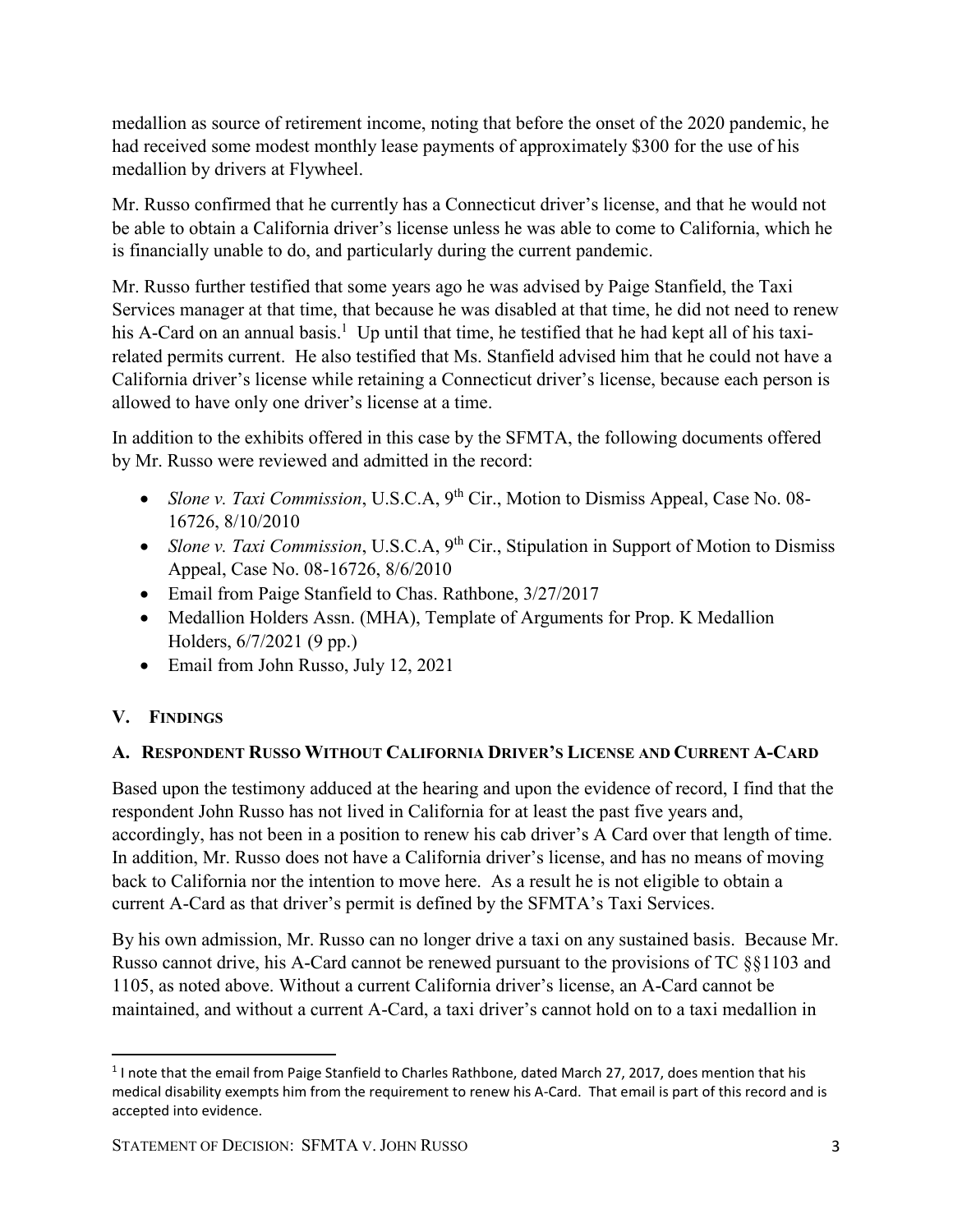medallion as source of retirement income, noting that before the onset of the 2020 pandemic, he had received some modest monthly lease payments of approximately $300 for the use of his medallion by drivers at Flywheel.

Mr. Russo confirmed that he currently has a Connecticut driver's license, and that he would not be able to obtain a California driver's license unless he was able to come to California, which he is financially unable to do, and particularly during the current pandemic.

Mr. Russo further testified that some years ago he was advised by Paige Stanfield, the Taxi Services manager at that time, that because he was disabled at that time, he did not need to renew his A-Card on an annual basis.[1] Up until that time, he testified that he had kept all of his taxi-related permits current. He also testified that Ms. Stanfield advised him that he could not have a California driver's license while retaining a Connecticut driver's license, because each person is allowed to have only one driver's license at a time.

In addition to the exhibits offered in this case by the SFMTA, the following documents offered by Mr. Russo were reviewed and admitted in the record:

- *Slone v. Taxi Commission*, U.S.C.A, 9th Cir., Motion to Dismiss Appeal, Case No. 08-16726, 8/10/2010
- *Slone v. Taxi Commission*, U.S.C.A, 9th Cir., Stipulation in Support of Motion to Dismiss Appeal, Case No. 08-16726, 8/6/2010
- Email from Paige Stanfield to Chas. Rathbone, 3/27/2017
- Medallion Holders Assn. (MHA), Template of Arguments for Prop. K Medallion Holders, 6/7/2021 (9 pp.)
- Email from John Russo, July 12, 2021

## V. FINDINGS

### A. RESPONDENT RUSSO WITHOUT CALIFORNIA DRIVER'S LICENSE AND CURRENT A-CARD

Based upon the testimony adduced at the hearing and upon the evidence of record, I find that the respondent John Russo has not lived in California for at least the past five years and, accordingly, has not been in a position to renew his cab driver's A Card over that length of time. In addition, Mr. Russo does not have a California driver's license, and has no means of moving back to California nor the intention to move here. As a result he is not eligible to obtain a current A-Card as that driver's permit is defined by the SFMTA's Taxi Services.

By his own admission, Mr. Russo can no longer drive a taxi on any sustained basis. Because Mr. Russo cannot drive, his A-Card cannot be renewed pursuant to the provisions of TC §§1103 and 1105, as noted above. Without a current California driver's license, an A-Card cannot be maintained, and without a current A-Card, a taxi driver's cannot hold on to a taxi medallion in

[1] I note that the email from Paige Stanfield to Charles Rathbone, dated March 27, 2017, does mention that his medical disability exempts him from the requirement to renew his A-Card. That email is part of this record and is accepted into evidence.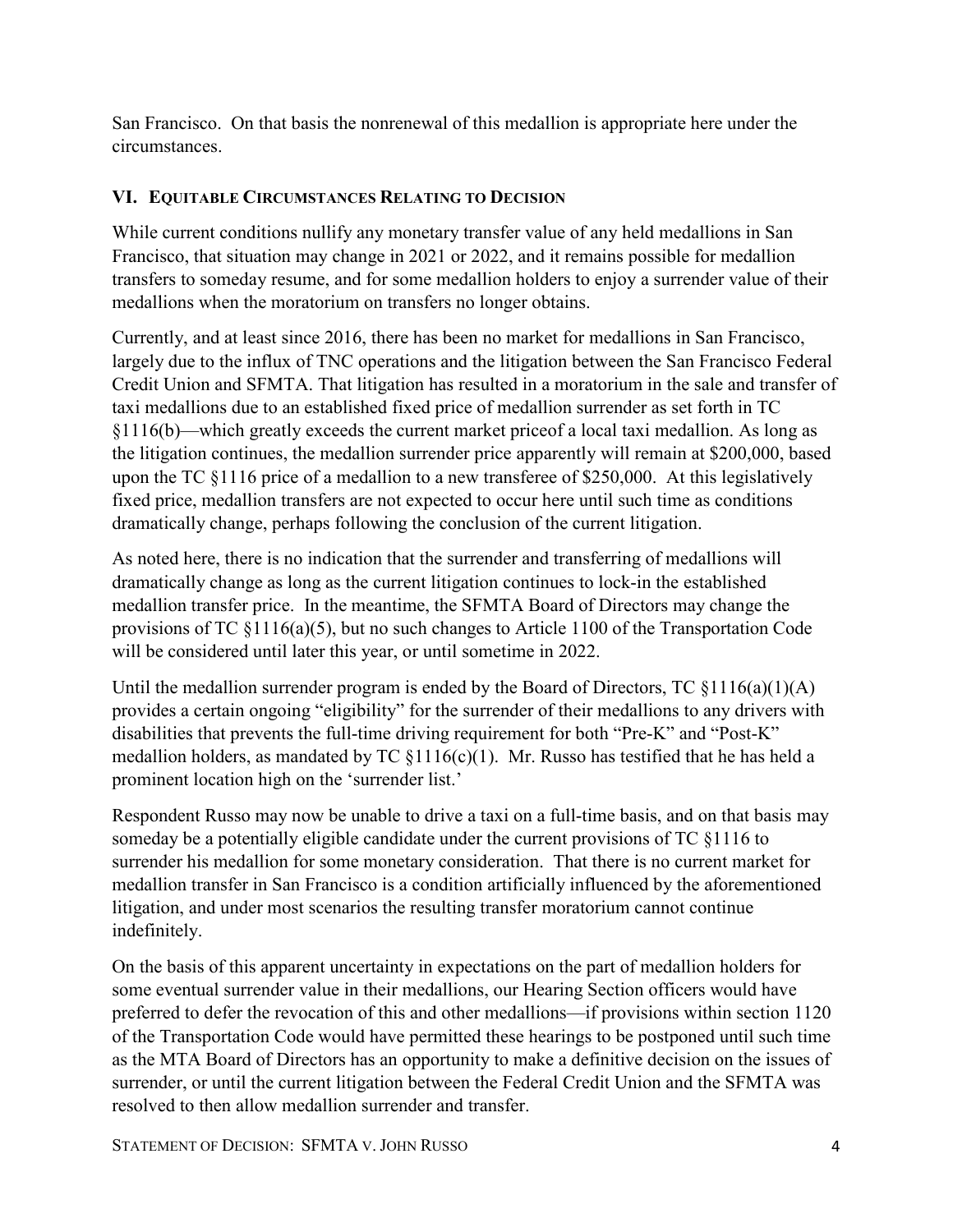San Francisco. On that basis the nonrenewal of this medallion is appropriate here under the circumstances.

## VI. Equitable Circumstances Relating to Decision

While current conditions nullify any monetary transfer value of any held medallions in San Francisco, that situation may change in 2021 or 2022, and it remains possible for medallion transfers to someday resume, and for some medallion holders to enjoy a surrender value of their medallions when the moratorium on transfers no longer obtains.

Currently, and at least since 2016, there has been no market for medallions in San Francisco, largely due to the influx of TNC operations and the litigation between the San Francisco Federal Credit Union and SFMTA. That litigation has resulted in a moratorium in the sale and transfer of taxi medallions due to an established fixed price of medallion surrender as set forth in TC §1116(b)—which greatly exceeds the current market priceof a local taxi medallion. As long as the litigation continues, the medallion surrender price apparently will remain at $200,000, based upon the TC §1116 price of a medallion to a new transferee of $250,000. At this legislatively fixed price, medallion transfers are not expected to occur here until such time as conditions dramatically change, perhaps following the conclusion of the current litigation.

As noted here, there is no indication that the surrender and transferring of medallions will dramatically change as long as the current litigation continues to lock-in the established medallion transfer price. In the meantime, the SFMTA Board of Directors may change the provisions of TC §1116(a)(5), but no such changes to Article 1100 of the Transportation Code will be considered until later this year, or until sometime in 2022.

Until the medallion surrender program is ended by the Board of Directors, TC §1116(a)(1)(A) provides a certain ongoing "eligibility" for the surrender of their medallions to any drivers with disabilities that prevents the full-time driving requirement for both "Pre-K" and "Post-K" medallion holders, as mandated by TC §1116(c)(1). Mr. Russo has testified that he has held a prominent location high on the 'surrender list.'

Respondent Russo may now be unable to drive a taxi on a full-time basis, and on that basis may someday be a potentially eligible candidate under the current provisions of TC §1116 to surrender his medallion for some monetary consideration. That there is no current market for medallion transfer in San Francisco is a condition artificially influenced by the aforementioned litigation, and under most scenarios the resulting transfer moratorium cannot continue indefinitely.

On the basis of this apparent uncertainty in expectations on the part of medallion holders for some eventual surrender value in their medallions, our Hearing Section officers would have preferred to defer the revocation of this and other medallions—if provisions within section 1120 of the Transportation Code would have permitted these hearings to be postponed until such time as the MTA Board of Directors has an opportunity to make a definitive decision on the issues of surrender, or until the current litigation between the Federal Credit Union and the SFMTA was resolved to then allow medallion surrender and transfer.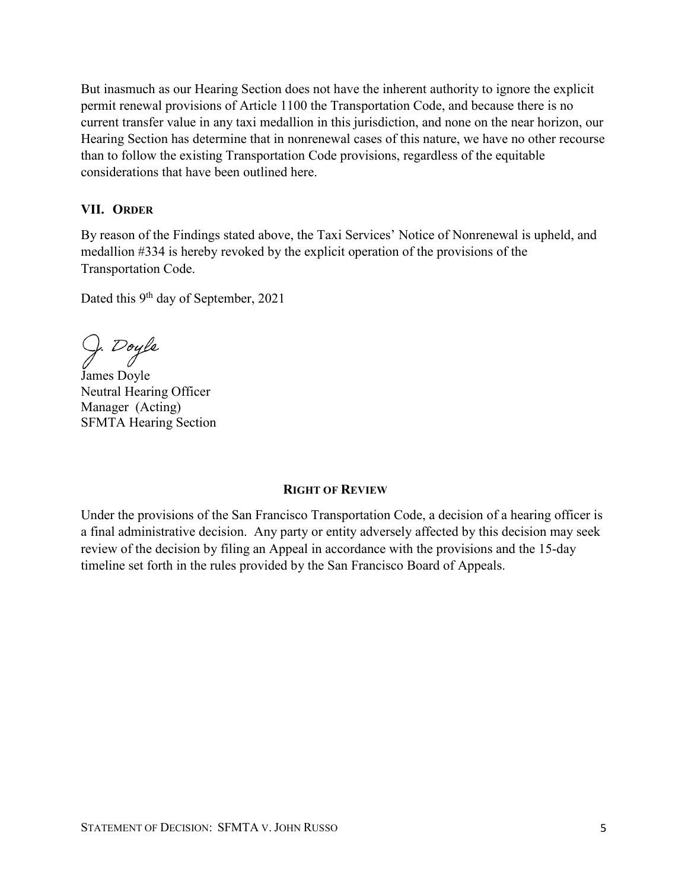But inasmuch as our Hearing Section does not have the inherent authority to ignore the explicit permit renewal provisions of Article 1100 the Transportation Code, and because there is no current transfer value in any taxi medallion in this jurisdiction, and none on the near horizon, our Hearing Section has determine that in nonrenewal cases of this nature, we have no other recourse than to follow the existing Transportation Code provisions, regardless of the equitable considerations that have been outlined here.

## VII. ORDER

By reason of the Findings stated above, the Taxi Services' Notice of Nonrenewal is upheld, and medallion #334 is hereby revoked by the explicit operation of the provisions of the Transportation Code.

Dated this 9th day of September, 2021

J. Doyle

James Doyle
Neutral Hearing Officer
Manager (Acting)
SFMTA Hearing Section

## RIGHT OF REVIEW

Under the provisions of the San Francisco Transportation Code, a decision of a hearing officer is a final administrative decision. Any party or entity adversely affected by this decision may seek review of the decision by filing an Appeal in accordance with the provisions and the 15-day timeline set forth in the rules provided by the San Francisco Board of Appeals.